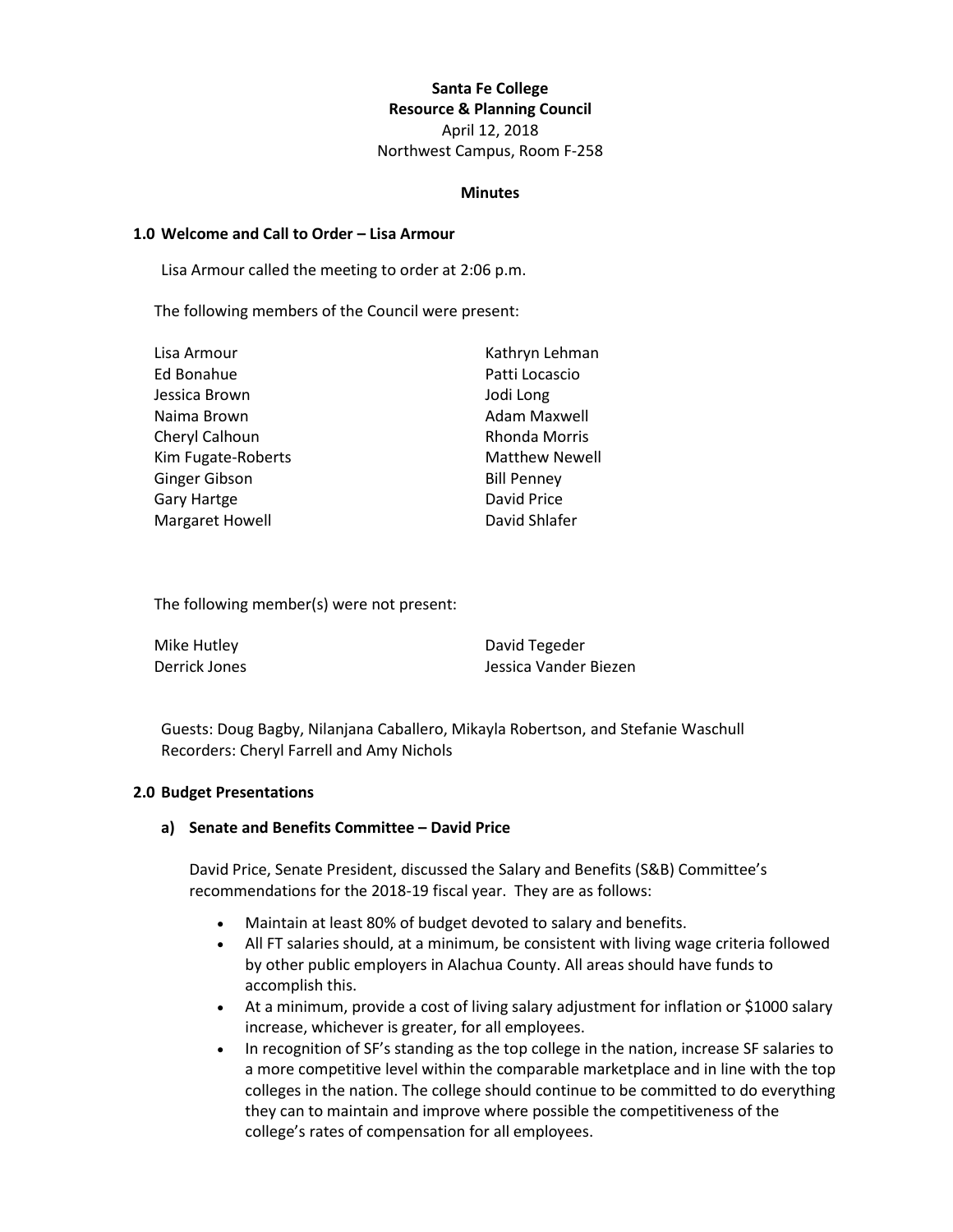**Santa Fe College**
**Resource & Planning Council**
April 12, 2018
Northwest Campus, Room F-258

**Minutes**

## 1.0 Welcome and Call to Order – Lisa Armour

Lisa Armour called the meeting to order at 2:06 p.m.

The following members of the Council were present:

| | |
|---|---|
| Lisa Armour | Kathryn Lehman |
| Ed Bonahue | Patti Locascio |
| Jessica Brown | Jodi Long |
| Naima Brown | Adam Maxwell |
| Cheryl Calhoun | Rhonda Morris |
| Kim Fugate-Roberts | Matthew Newell |
| Ginger Gibson | Bill Penney |
| Gary Hartge | David Price |
| Margaret Howell | David Shlafer |

The following member(s) were not present:

| | |
|---|---|
| Mike Hutley | David Tegeder |
| Derrick Jones | Jessica Vander Biezen |

Guests: Doug Bagby, Nilanjana Caballero, Mikayla Robertson, and Stefanie Waschull
Recorders: Cheryl Farrell and Amy Nichols

## 2.0 Budget Presentations

### a) Senate and Benefits Committee – David Price

David Price, Senate President, discussed the Salary and Benefits (S&B) Committee's recommendations for the 2018-19 fiscal year. They are as follows:

- Maintain at least 80% of budget devoted to salary and benefits.
- All FT salaries should, at a minimum, be consistent with living wage criteria followed by other public employers in Alachua County. All areas should have funds to accomplish this.
- At a minimum, provide a cost of living salary adjustment for inflation or $1000 salary increase, whichever is greater, for all employees.
- In recognition of SF's standing as the top college in the nation, increase SF salaries to a more competitive level within the comparable marketplace and in line with the top colleges in the nation. The college should continue to be committed to do everything they can to maintain and improve where possible the competitiveness of the college's rates of compensation for all employees.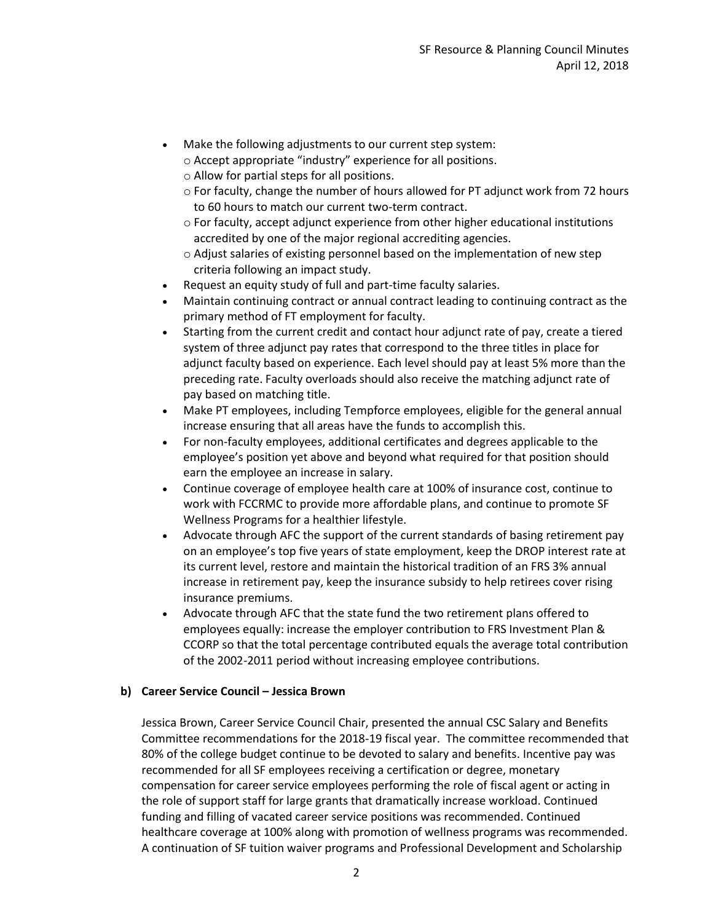- Make the following adjustments to our current step system:
  - Accept appropriate "industry" experience for all positions.
  - Allow for partial steps for all positions.
  - For faculty, change the number of hours allowed for PT adjunct work from 72 hours to 60 hours to match our current two-term contract.
  - For faculty, accept adjunct experience from other higher educational institutions accredited by one of the major regional accrediting agencies.
  - Adjust salaries of existing personnel based on the implementation of new step criteria following an impact study.
- Request an equity study of full and part-time faculty salaries.
- Maintain continuing contract or annual contract leading to continuing contract as the primary method of FT employment for faculty.
- Starting from the current credit and contact hour adjunct rate of pay, create a tiered system of three adjunct pay rates that correspond to the three titles in place for adjunct faculty based on experience. Each level should pay at least 5% more than the preceding rate. Faculty overloads should also receive the matching adjunct rate of pay based on matching title.
- Make PT employees, including Tempforce employees, eligible for the general annual increase ensuring that all areas have the funds to accomplish this.
- For non-faculty employees, additional certificates and degrees applicable to the employee's position yet above and beyond what required for that position should earn the employee an increase in salary.
- Continue coverage of employee health care at 100% of insurance cost, continue to work with FCCRMC to provide more affordable plans, and continue to promote SF Wellness Programs for a healthier lifestyle.
- Advocate through AFC the support of the current standards of basing retirement pay on an employee's top five years of state employment, keep the DROP interest rate at its current level, restore and maintain the historical tradition of an FRS 3% annual increase in retirement pay, keep the insurance subsidy to help retirees cover rising insurance premiums.
- Advocate through AFC that the state fund the two retirement plans offered to employees equally: increase the employer contribution to FRS Investment Plan & CCORP so that the total percentage contributed equals the average total contribution of the 2002-2011 period without increasing employee contributions.

**b) Career Service Council – Jessica Brown**

Jessica Brown, Career Service Council Chair, presented the annual CSC Salary and Benefits Committee recommendations for the 2018-19 fiscal year. The committee recommended that 80% of the college budget continue to be devoted to salary and benefits. Incentive pay was recommended for all SF employees receiving a certification or degree, monetary compensation for career service employees performing the role of fiscal agent or acting in the role of support staff for large grants that dramatically increase workload. Continued funding and filling of vacated career service positions was recommended. Continued healthcare coverage at 100% along with promotion of wellness programs was recommended. A continuation of SF tuition waiver programs and Professional Development and Scholarship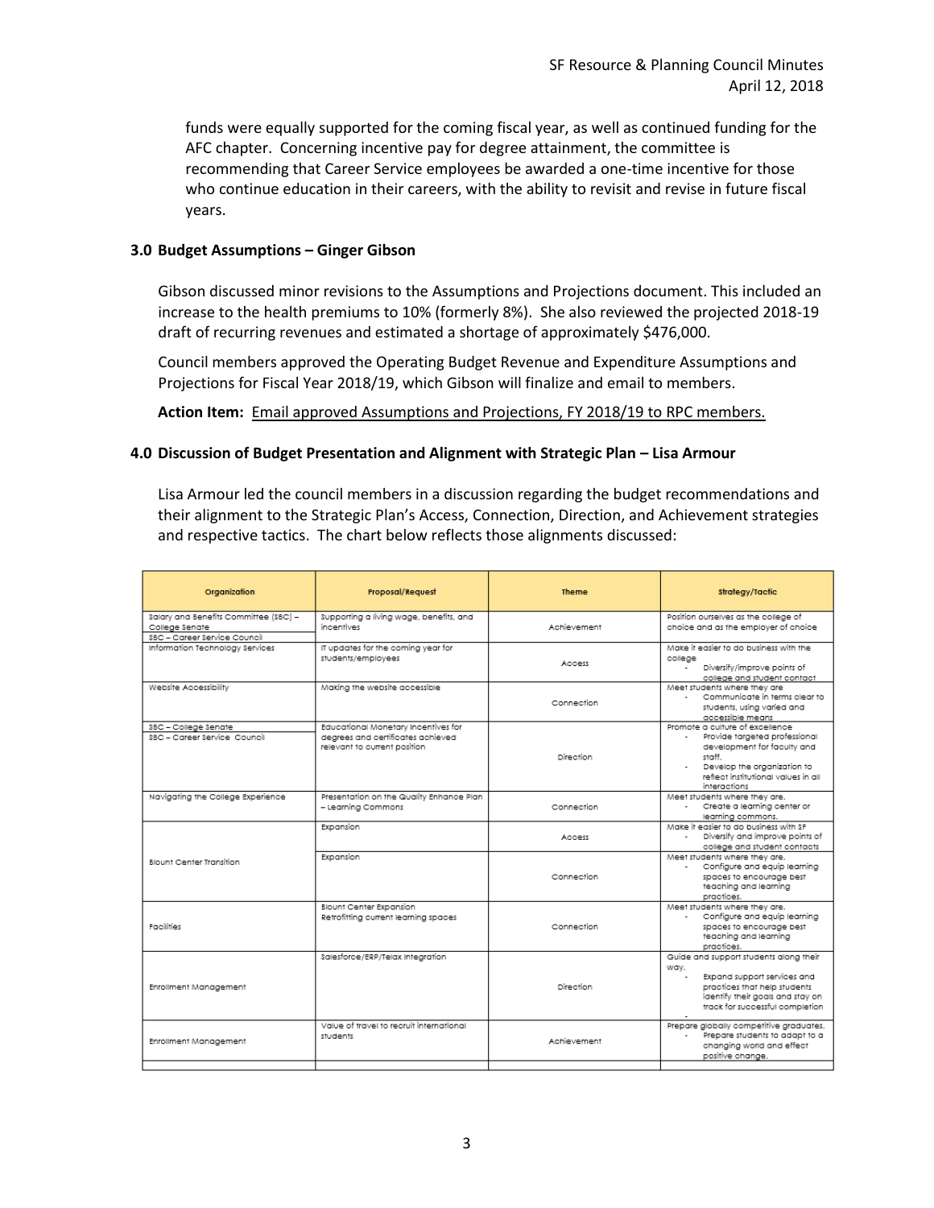funds were equally supported for the coming fiscal year, as well as continued funding for the AFC chapter. Concerning incentive pay for degree attainment, the committee is recommending that Career Service employees be awarded a one-time incentive for those who continue education in their careers, with the ability to revisit and revise in future fiscal years.

### 3.0 Budget Assumptions – Ginger Gibson

Gibson discussed minor revisions to the Assumptions and Projections document. This included an increase to the health premiums to 10% (formerly 8%). She also reviewed the projected 2018-19 draft of recurring revenues and estimated a shortage of approximately $476,000.

Council members approved the Operating Budget Revenue and Expenditure Assumptions and Projections for Fiscal Year 2018/19, which Gibson will finalize and email to members.

**Action Item:** Email approved Assumptions and Projections, FY 2018/19 to RPC members.

### 4.0 Discussion of Budget Presentation and Alignment with Strategic Plan – Lisa Armour

Lisa Armour led the council members in a discussion regarding the budget recommendations and their alignment to the Strategic Plan's Access, Connection, Direction, and Achievement strategies and respective tactics. The chart below reflects those alignments discussed:

| Organization | Proposal/Request | Theme | Strategy/Tactic |
|---|---|---|---|
| Salary and Benefits Committee (SBC) – College Senate<br>SBC – Career Service Council | Supporting a living wage, benefits, and incentives | Achievement | Position ourselves as the college of choice and as the employer of choice |
| Information Technology Services | IT updates for the coming year for students/employees | Access | Make it easier to do business with the college<br>- Diversify/improve points of college and student contact |
| Website Accessibility | Making the website accessible | Connection | Meet students where they are<br>- Communicate in terms clear to students, using varied and accessible means |
| SBC – College Senate<br>SBC – Career Service Council | Educational Monetary Incentives for degrees and certificates achieved relevant to current position | Direction | Promote a culture of excellence<br>- Provide targeted professional development for faculty and staff.<br>- Develop the organization to reflect institutional values in all interactions |
| Navigating the College Experience | Presentation on the Quality Enhance Plan – Learning Commons | Connection | Meet students where they are.<br>- Create a learning center or learning commons. |
| Blount Center Transition | Expansion | Access | Make it easier to do business with SF<br>- Diversify and improve points of college and student contacts |
| | Expansion | Connection | Meet students where they are.<br>- Configure and equip learning spaces to encourage best teaching and learning practices. |
| Facilities | Blount Center Expansion<br>Retrofitting current learning spaces | Connection | Meet students where they are.<br>- Configure and equip learning spaces to encourage best teaching and learning practices. |
| Enrollment Management | Salesforce/ERP/Telax Integration | Direction | Guide and support students along their way.<br>- Expand support services and practices that help students identify their goals and stay on track for successful completion<br>- |
| Enrollment Management | Value of travel to recruit international students | Achievement | Prepare globally competitive graduates.<br>- Prepare students to adapt to a changing world and effect positive change. |
| | | | |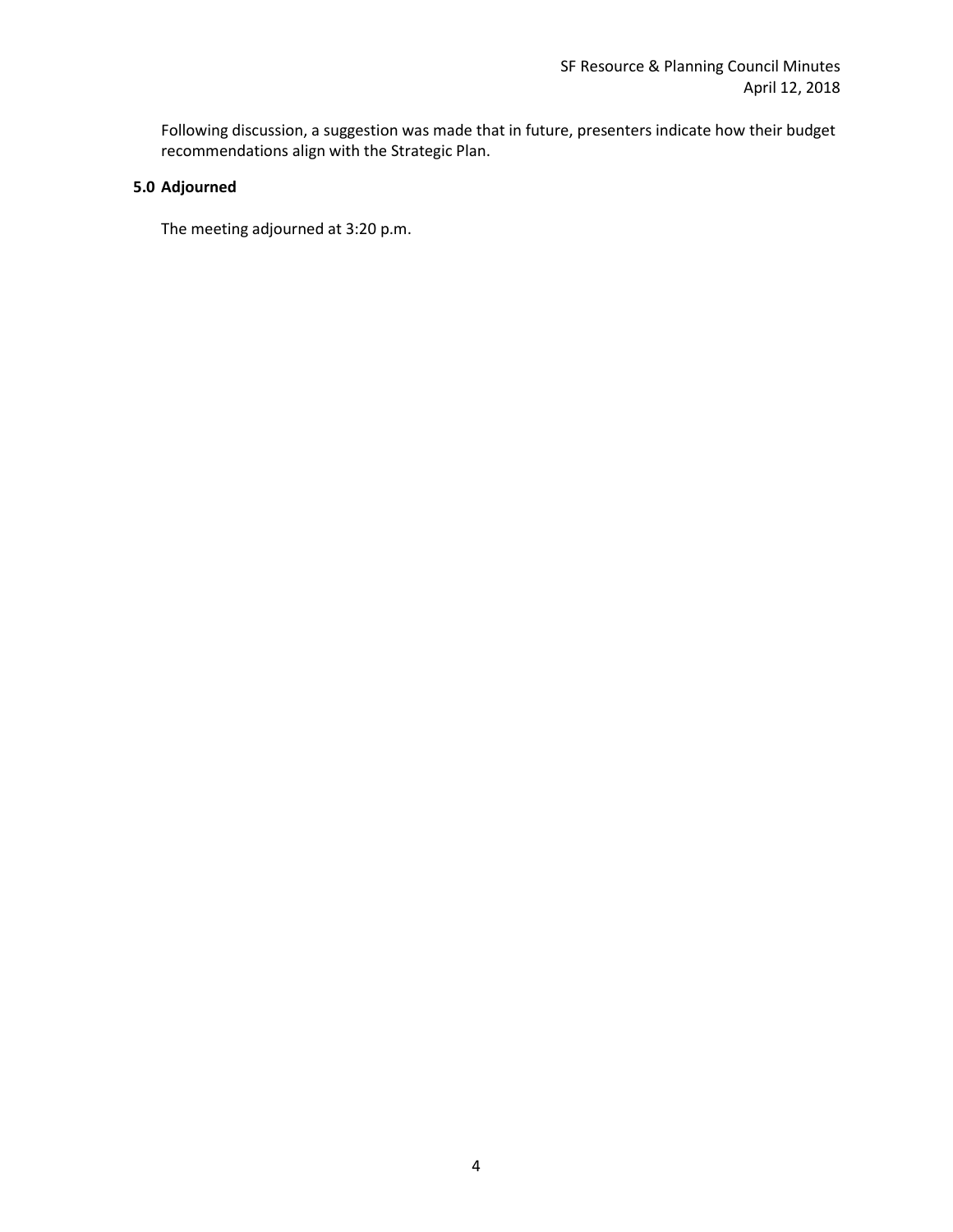Following discussion, a suggestion was made that in future, presenters indicate how their budget recommendations align with the Strategic Plan.

## 5.0 Adjourned

The meeting adjourned at 3:20 p.m.